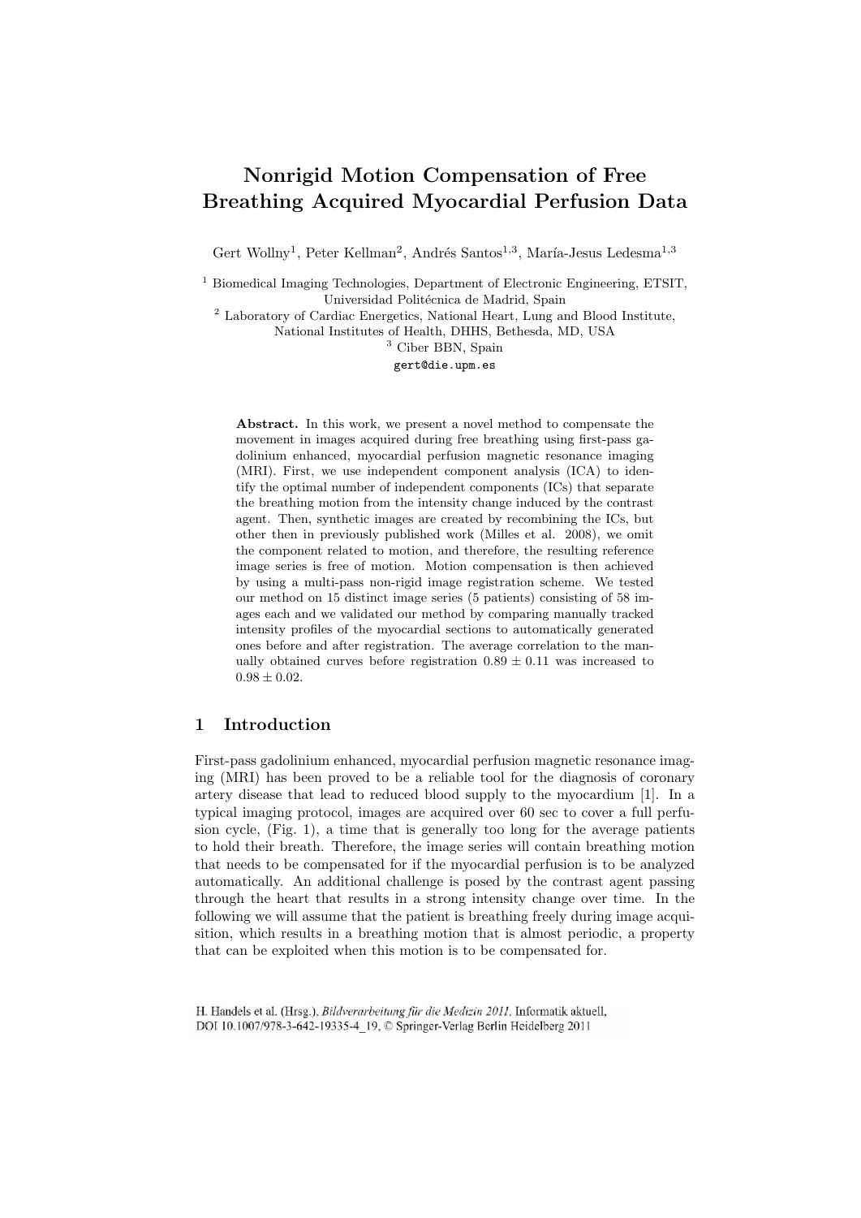# Nonrigid Motion Compensation of Free Breathing Acquired Myocardial Perfusion Data

Gert Wollny[1], Peter Kellman[2], Andrés Santos[1,3], María-Jesus Ledesma[1,3]

[1] Biomedical Imaging Technologies, Department of Electronic Engineering, ETSIT, Universidad Politécnica de Madrid, Spain
[2] Laboratory of Cardiac Energetics, National Heart, Lung and Blood Institute, National Institutes of Health, DHHS, Bethesda, MD, USA
[3] Ciber BBN, Spain

gert@die.upm.es

**Abstract.** In this work, we present a novel method to compensate the movement in images acquired during free breathing using first-pass gadolinium enhanced, myocardial perfusion magnetic resonance imaging (MRI). First, we use independent component analysis (ICA) to identify the optimal number of independent components (ICs) that separate the breathing motion from the intensity change induced by the contrast agent. Then, synthetic images are created by recombining the ICs, but other then in previously published work (Milles et al. 2008), we omit the component related to motion, and therefore, the resulting reference image series is free of motion. Motion compensation is then achieved by using a multi-pass non-rigid image registration scheme. We tested our method on 15 distinct image series (5 patients) consisting of 58 images each and we validated our method by comparing manually tracked intensity profiles of the myocardial sections to automatically generated ones before and after registration. The average correlation to the manually obtained curves before registration $0.89 \pm 0.11$ was increased to $0.98 \pm 0.02$.

## 1 Introduction

First-pass gadolinium enhanced, myocardial perfusion magnetic resonance imaging (MRI) has been proved to be a reliable tool for the diagnosis of coronary artery disease that lead to reduced blood supply to the myocardium [1]. In a typical imaging protocol, images are acquired over 60 sec to cover a full perfusion cycle, (Fig. 1), a time that is generally too long for the average patients to hold their breath. Therefore, the image series will contain breathing motion that needs to be compensated for if the myocardial perfusion is to be analyzed automatically. An additional challenge is posed by the contrast agent passing through the heart that results in a strong intensity change over time. In the following we will assume that the patient is breathing freely during image acquisition, which results in a breathing motion that is almost periodic, a property that can be exploited when this motion is to be compensated for.

H. Handels et al. (Hrsg.), *Bildverarbeitung für die Medizin 2011*, Informatik aktuell, DOI 10.1007/978-3-642-19335-4_19, © Springer-Verlag Berlin Heidelberg 2011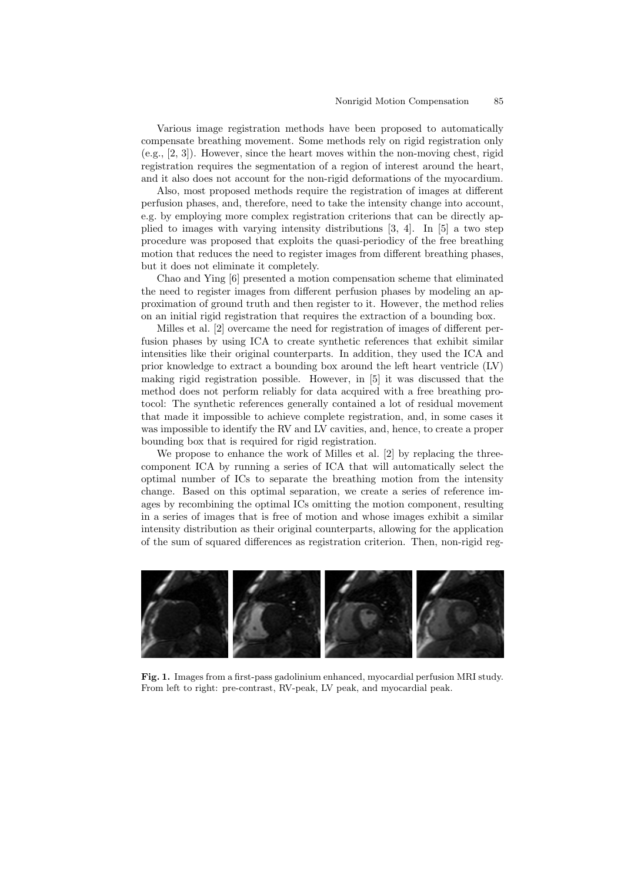Various image registration methods have been proposed to automatically compensate breathing movement. Some methods rely on rigid registration only (e.g., [2, 3]). However, since the heart moves within the non-moving chest, rigid registration requires the segmentation of a region of interest around the heart, and it also does not account for the non-rigid deformations of the myocardium.

Also, most proposed methods require the registration of images at different perfusion phases, and, therefore, need to take the intensity change into account, e.g. by employing more complex registration criterions that can be directly applied to images with varying intensity distributions [3, 4]. In [5] a two step procedure was proposed that exploits the quasi-periodicy of the free breathing motion that reduces the need to register images from different breathing phases, but it does not eliminate it completely.

Chao and Ying [6] presented a motion compensation scheme that eliminated the need to register images from different perfusion phases by modeling an approximation of ground truth and then register to it. However, the method relies on an initial rigid registration that requires the extraction of a bounding box.

Milles et al. [2] overcame the need for registration of images of different perfusion phases by using ICA to create synthetic references that exhibit similar intensities like their original counterparts. In addition, they used the ICA and prior knowledge to extract a bounding box around the left heart ventricle (LV) making rigid registration possible. However, in [5] it was discussed that the method does not perform reliably for data acquired with a free breathing protocol: The synthetic references generally contained a lot of residual movement that made it impossible to achieve complete registration, and, in some cases it was impossible to identify the RV and LV cavities, and, hence, to create a proper bounding box that is required for rigid registration.

We propose to enhance the work of Milles et al. [2] by replacing the three-component ICA by running a series of ICA that will automatically select the optimal number of ICs to separate the breathing motion from the intensity change. Based on this optimal separation, we create a series of reference images by recombining the optimal ICs omitting the motion component, resulting in a series of images that is free of motion and whose images exhibit a similar intensity distribution as their original counterparts, allowing for the application of the sum of squared differences as registration criterion. Then, non-rigid reg-

**Fig. 1.** Images from a first-pass gadolinium enhanced, myocardial perfusion MRI study. From left to right: pre-contrast, RV-peak, LV peak, and myocardial peak.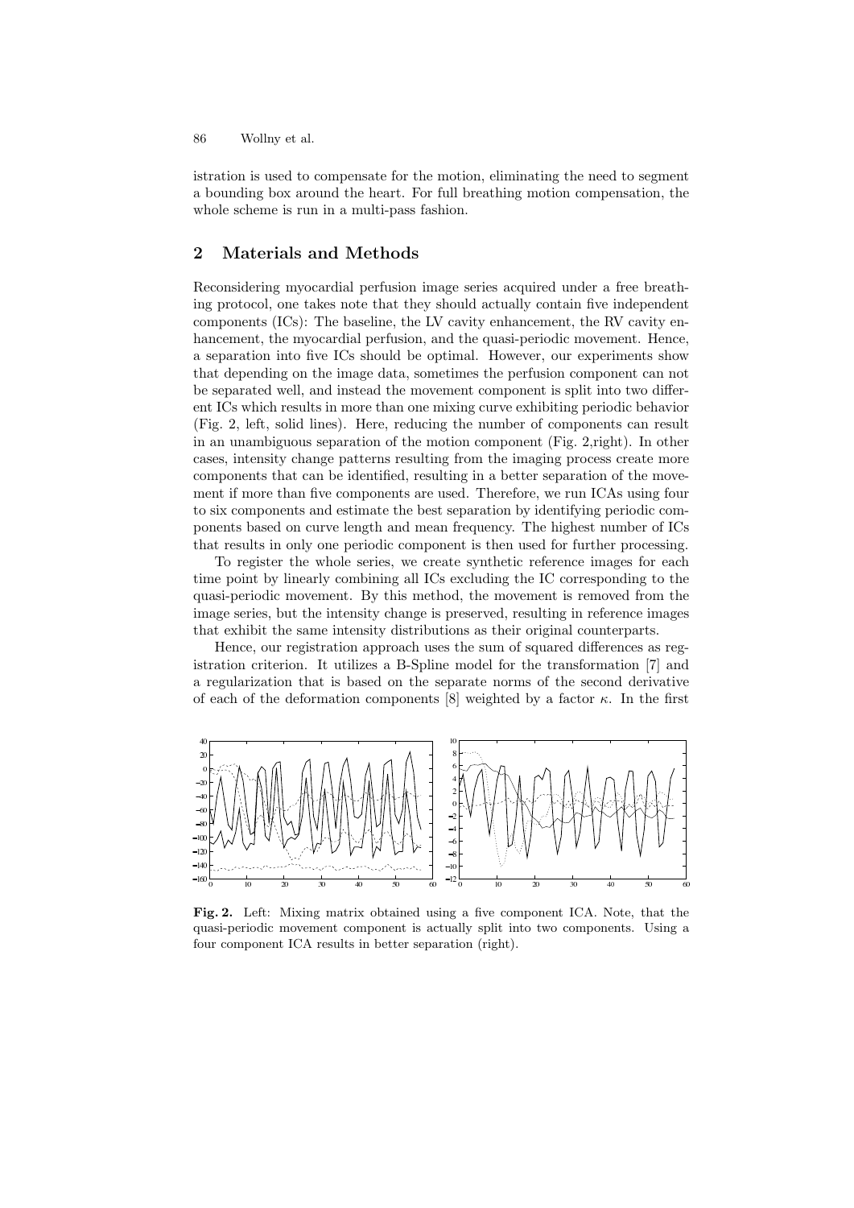istration is used to compensate for the motion, eliminating the need to segment a bounding box around the heart. For full breathing motion compensation, the whole scheme is run in a multi-pass fashion.

## 2 Materials and Methods

Reconsidering myocardial perfusion image series acquired under a free breathing protocol, one takes note that they should actually contain five independent components (ICs): The baseline, the LV cavity enhancement, the RV cavity enhancement, the myocardial perfusion, and the quasi-periodic movement. Hence, a separation into five ICs should be optimal. However, our experiments show that depending on the image data, sometimes the perfusion component can not be separated well, and instead the movement component is split into two different ICs which results in more than one mixing curve exhibiting periodic behavior (Fig. 2, left, solid lines). Here, reducing the number of components can result in an unambiguous separation of the motion component (Fig. 2,right). In other cases, intensity change patterns resulting from the imaging process create more components that can be identified, resulting in a better separation of the movement if more than five components are used. Therefore, we run ICAs using four to six components and estimate the best separation by identifying periodic components based on curve length and mean frequency. The highest number of ICs that results in only one periodic component is then used for further processing.

To register the whole series, we create synthetic reference images for each time point by linearly combining all ICs excluding the IC corresponding to the quasi-periodic movement. By this method, the movement is removed from the image series, but the intensity change is preserved, resulting in reference images that exhibit the same intensity distributions as their original counterparts.

Hence, our registration approach uses the sum of squared differences as registration criterion. It utilizes a B-Spline model for the transformation [7] and a regularization that is based on the separate norms of the second derivative of each of the deformation components [8] weighted by a factor $\kappa$. In the first

**Fig. 2.** Left: Mixing matrix obtained using a five component ICA. Note, that the quasi-periodic movement component is actually split into two components. Using a four component ICA results in better separation (right).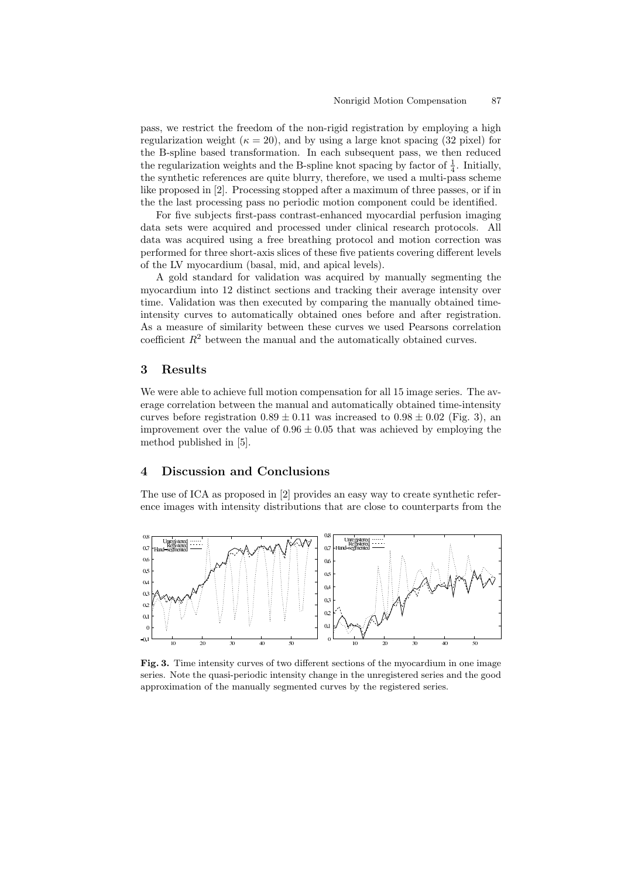pass, we restrict the freedom of the non-rigid registration by employing a high regularization weight ($\kappa = 20$), and by using a large knot spacing (32 pixel) for the B-spline based transformation. In each subsequent pass, we then reduced the regularization weights and the B-spline knot spacing by factor of $\frac{1}{4}$. Initially, the synthetic references are quite blurry, therefore, we used a multi-pass scheme like proposed in [2]. Processing stopped after a maximum of three passes, or if in the the last processing pass no periodic motion component could be identified.

For five subjects first-pass contrast-enhanced myocardial perfusion imaging data sets were acquired and processed under clinical research protocols. All data was acquired using a free breathing protocol and motion correction was performed for three short-axis slices of these five patients covering different levels of the LV myocardium (basal, mid, and apical levels).

A gold standard for validation was acquired by manually segmenting the myocardium into 12 distinct sections and tracking their average intensity over time. Validation was then executed by comparing the manually obtained time-intensity curves to automatically obtained ones before and after registration. As a measure of similarity between these curves we used Pearsons correlation coefficient $R^2$ between the manual and the automatically obtained curves.

## 3 Results

We were able to achieve full motion compensation for all 15 image series. The average correlation between the manual and automatically obtained time-intensity curves before registration $0.89 \pm 0.11$ was increased to $0.98 \pm 0.02$ (Fig. 3), an improvement over the value of $0.96 \pm 0.05$ that was achieved by employing the method published in [5].

## 4 Discussion and Conclusions

The use of ICA as proposed in [2] provides an easy way to create synthetic reference images with intensity distributions that are close to counterparts from the

**Fig. 3.** Time intensity curves of two different sections of the myocardium in one image series. Note the quasi-periodic intensity change in the unregistered series and the good approximation of the manually segmented curves by the registered series.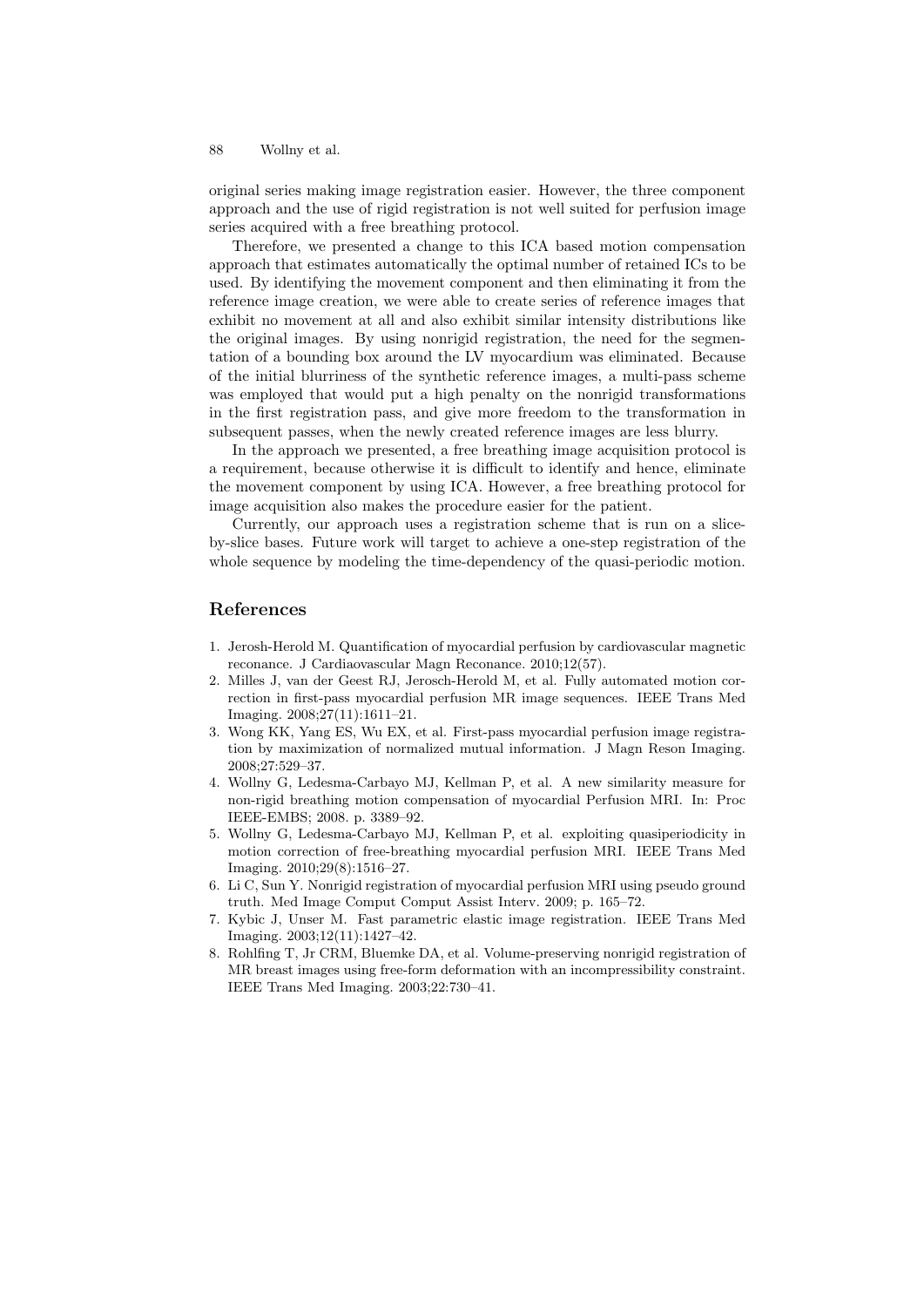original series making image registration easier. However, the three component approach and the use of rigid registration is not well suited for perfusion image series acquired with a free breathing protocol.

Therefore, we presented a change to this ICA based motion compensation approach that estimates automatically the optimal number of retained ICs to be used. By identifying the movement component and then eliminating it from the reference image creation, we were able to create series of reference images that exhibit no movement at all and also exhibit similar intensity distributions like the original images. By using nonrigid registration, the need for the segmentation of a bounding box around the LV myocardium was eliminated. Because of the initial blurriness of the synthetic reference images, a multi-pass scheme was employed that would put a high penalty on the nonrigid transformations in the first registration pass, and give more freedom to the transformation in subsequent passes, when the newly created reference images are less blurry.

In the approach we presented, a free breathing image acquisition protocol is a requirement, because otherwise it is difficult to identify and hence, eliminate the movement component by using ICA. However, a free breathing protocol for image acquisition also makes the procedure easier for the patient.

Currently, our approach uses a registration scheme that is run on a slice-by-slice bases. Future work will target to achieve a one-step registration of the whole sequence by modeling the time-dependency of the quasi-periodic motion.

## References

1. Jerosh-Herold M. Quantification of myocardial perfusion by cardiovascular magnetic reconance. J Cardiaovascular Magn Reconance. 2010;12(57).
2. Milles J, van der Geest RJ, Jerosch-Herold M, et al. Fully automated motion correction in first-pass myocardial perfusion MR image sequences. IEEE Trans Med Imaging. 2008;27(11):1611–21.
3. Wong KK, Yang ES, Wu EX, et al. First-pass myocardial perfusion image registration by maximization of normalized mutual information. J Magn Reson Imaging. 2008;27:529–37.
4. Wollny G, Ledesma-Carbayo MJ, Kellman P, et al. A new similarity measure for non-rigid breathing motion compensation of myocardial Perfusion MRI. In: Proc IEEE-EMBS; 2008. p. 3389–92.
5. Wollny G, Ledesma-Carbayo MJ, Kellman P, et al. exploiting quasiperiodicity in motion correction of free-breathing myocardial perfusion MRI. IEEE Trans Med Imaging. 2010;29(8):1516–27.
6. Li C, Sun Y. Nonrigid registration of myocardial perfusion MRI using pseudo ground truth. Med Image Comput Comput Assist Interv. 2009; p. 165–72.
7. Kybic J, Unser M. Fast parametric elastic image registration. IEEE Trans Med Imaging. 2003;12(11):1427–42.
8. Rohlfing T, Jr CRM, Bluemke DA, et al. Volume-preserving nonrigid registration of MR breast images using free-form deformation with an incompressibility constraint. IEEE Trans Med Imaging. 2003;22:730–41.